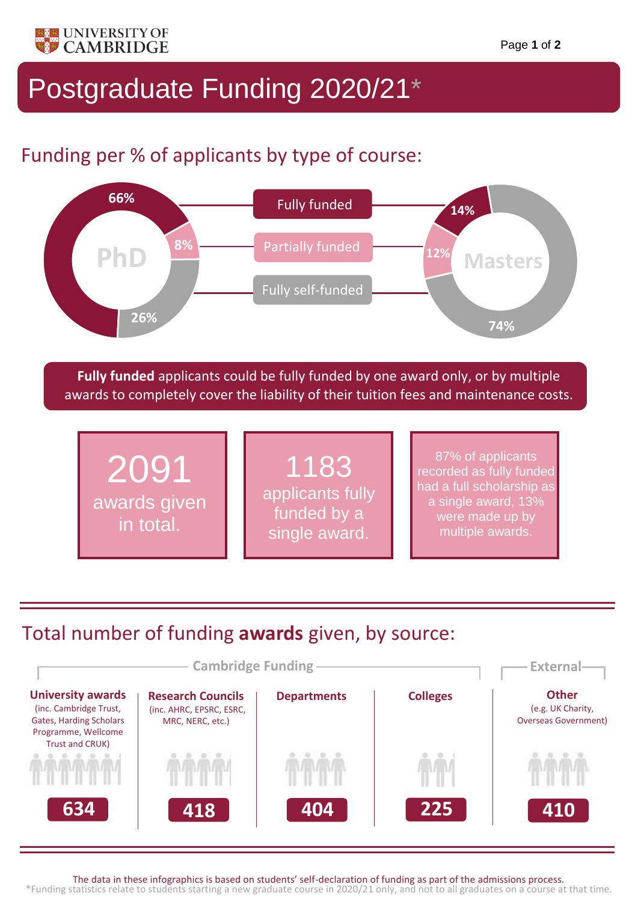UNIVERSITY OF CAMBRIDGE

# Postgraduate Funding 2020/21*

## Funding per % of applicants by type of course:

| | PhD | Masters |
|---|---|---|
| Fully funded | 66% | 14% |
| Partially funded | 8% | 12% |
| Fully self-funded | 26% | 74% |

**Fully funded** applicants could be fully funded by one award only, or by multiple awards to completely cover the liability of their tuition fees and maintenance costs.

**2091** awards given in total.

**1183** applicants fully funded by a single award.

87% of applicants recorded as fully funded had a full scholarship as a single award, 13% were made up by multiple awards.

## Total number of funding **awards** given, by source:

| Cambridge Funding | | | | External |
|---|---|---|---|---|
| **University awards** (inc. Cambridge Trust, Gates, Harding Scholars Programme, Wellcome Trust and CRUK) | **Research Councils** (inc. AHRC, EPSRC, ESRC, MRC, NERC, etc.) | **Departments** | **Colleges** | **Other** (e.g. UK Charity, Overseas Government) |
| 634 | 418 | 404 | 225 | 410 |

The data in these infographics is based on students' self-declaration of funding as part of the admissions process.

*Funding statistics relate to students starting a new graduate course in 2020/21 only, and not to all graduates on a course at that time.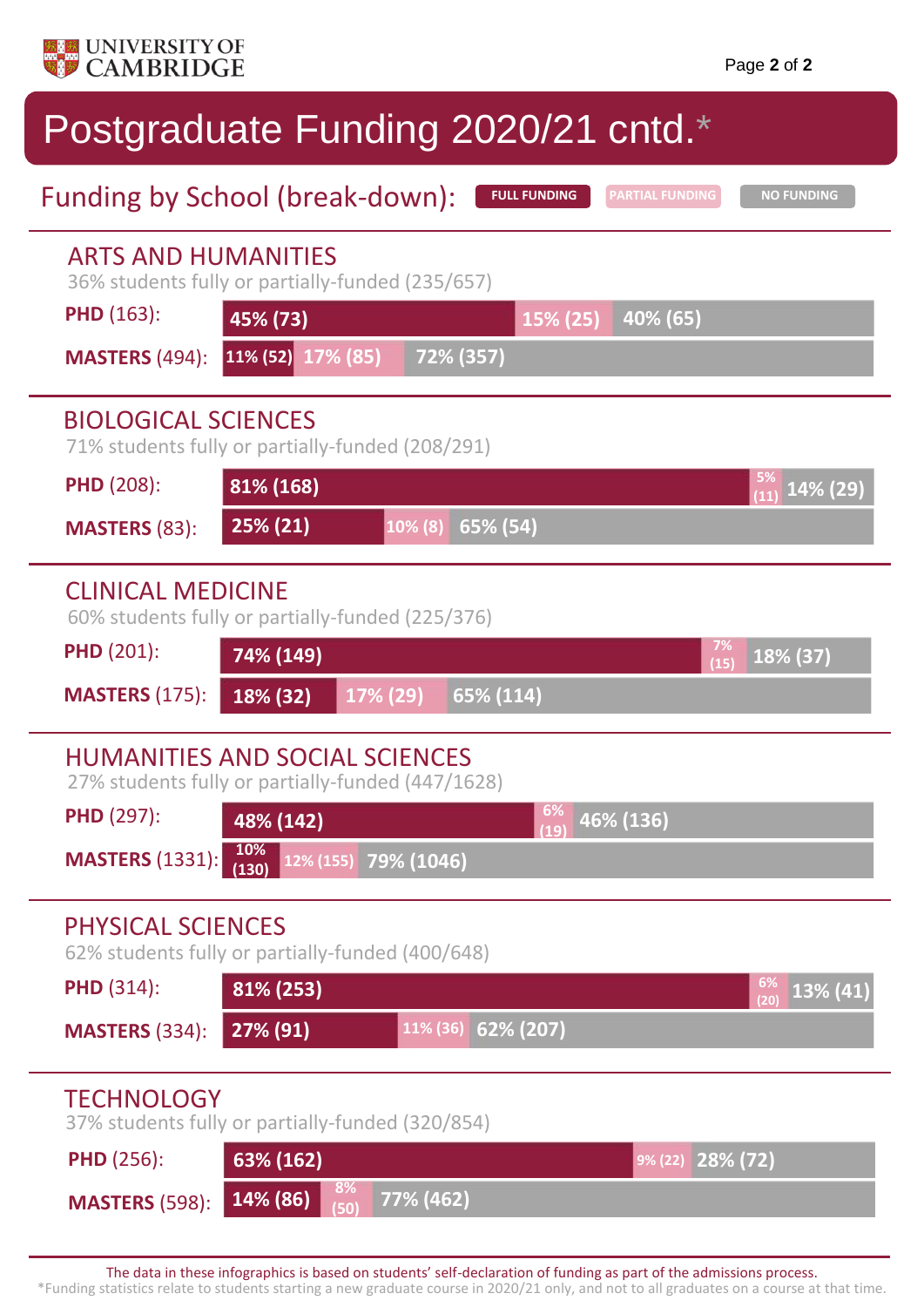# Postgraduate Funding 2020/21 cntd.*

## Funding by School (break-down):

FULL FUNDING PARTIAL FUNDING NO FUNDING

### ARTS AND HUMANITIES

36% students fully or partially-funded (235/657)

**PHD** (163): 45% (73) 15% (25) 40% (65)

**MASTERS** (494): 11% (52) 17% (85) 72% (357)

### BIOLOGICAL SCIENCES

71% students fully or partially-funded (208/291)

**PHD** (208): 81% (168) 5% (11) 14% (29)

**MASTERS** (83): 25% (21) 10% (8) 65% (54)

### CLINICAL MEDICINE

60% students fully or partially-funded (225/376)

**PHD** (201): 74% (149) 7% (15) 18% (37)

**MASTERS** (175): 18% (32) 17% (29) 65% (114)

### HUMANITIES AND SOCIAL SCIENCES

27% students fully or partially-funded (447/1628)

**PHD** (297): 48% (142) 6% (19) 46% (136)

**MASTERS** (1331): 10% (130) 12% (155) 79% (1046)

### PHYSICAL SCIENCES

62% students fully or partially-funded (400/648)

**PHD** (314): 81% (253) 6% (20) 13% (41)

**MASTERS** (334): 27% (91) 11% (36) 62% (207)

### TECHNOLOGY

37% students fully or partially-funded (320/854)

**PHD** (256): 63% (162) 9% (22) 28% (72)

**MASTERS** (598): 14% (86) 8% (50) 77% (462)

The data in these infographics is based on students' self-declaration of funding as part of the admissions process.

*Funding statistics relate to students starting a new graduate course in 2020/21 only, and not to all graduates on a course at that time.